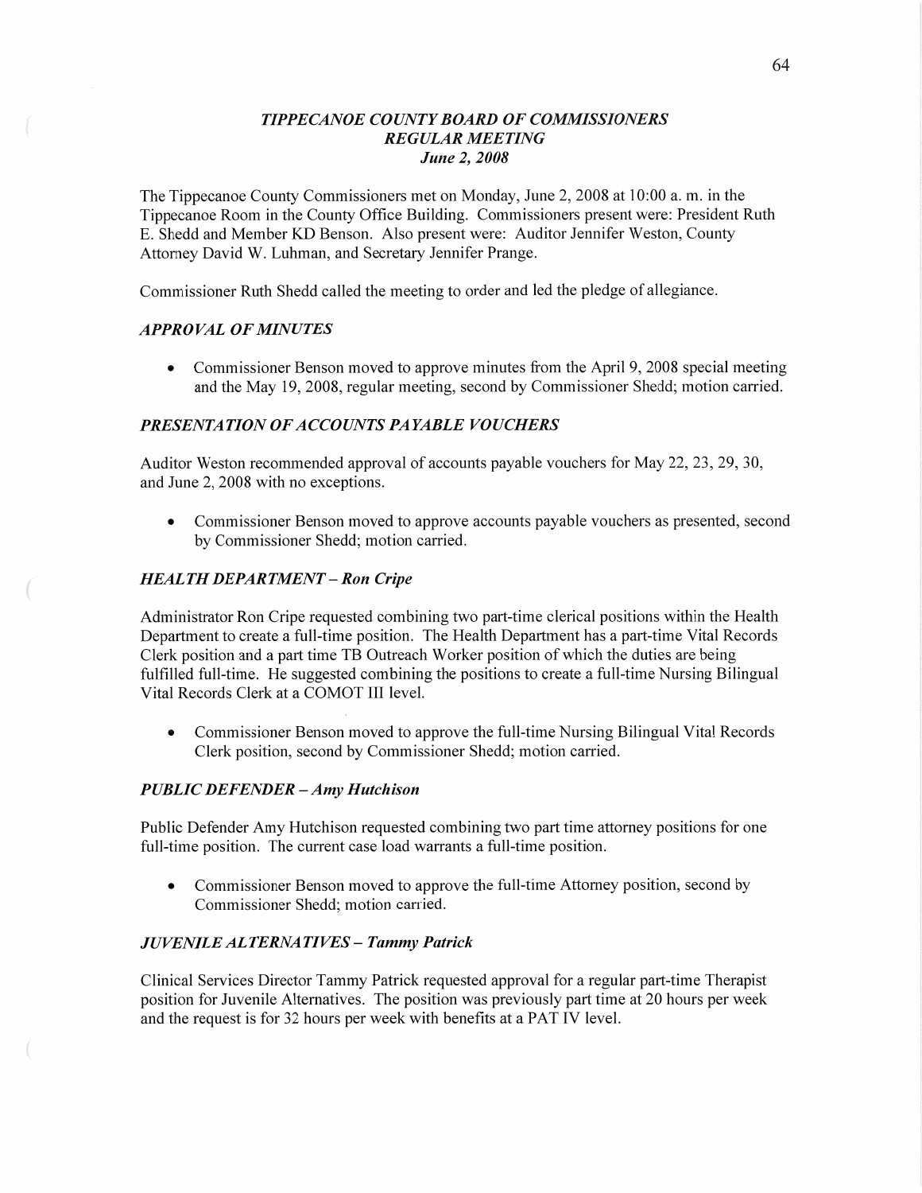# *TIPPECANOE COUNTY BOARD OF COMMISSIONERS*
## *REGULAR MEETING*
### *June 2, 2008*

The Tippecanoe County Commissioners met on Monday, June 2, 2008 at 10:00 a. m. in the Tippecanoe Room in the County Office Building. Commissioners present were: President Ruth E. Shedd and Member KD Benson. Also present were: Auditor Jennifer Weston, County Attorney David W. Luhman, and Secretary Jennifer Prange.

Commissioner Ruth Shedd called the meeting to order and led the pledge of allegiance.

### *APPROVAL OF MINUTES*

- Commissioner Benson moved to approve minutes from the April 9, 2008 special meeting and the May 19, 2008, regular meeting, second by Commissioner Shedd; motion carried.

### *PRESENTATION OF ACCOUNTS PAYABLE VOUCHERS*

Auditor Weston recommended approval of accounts payable vouchers for May 22, 23, 29, 30, and June 2, 2008 with no exceptions.

- Commissioner Benson moved to approve accounts payable vouchers as presented, second by Commissioner Shedd; motion carried.

### *HEALTH DEPARTMENT – Ron Cripe*

Administrator Ron Cripe requested combining two part-time clerical positions within the Health Department to create a full-time position. The Health Department has a part-time Vital Records Clerk position and a part time TB Outreach Worker position of which the duties are being fulfilled full-time. He suggested combining the positions to create a full-time Nursing Bilingual Vital Records Clerk at a COMOT III level.

- Commissioner Benson moved to approve the full-time Nursing Bilingual Vital Records Clerk position, second by Commissioner Shedd; motion carried.

### *PUBLIC DEFENDER – Amy Hutchison*

Public Defender Amy Hutchison requested combining two part time attorney positions for one full-time position. The current case load warrants a full-time position.

- Commissioner Benson moved to approve the full-time Attorney position, second by Commissioner Shedd; motion carried.

### *JUVENILE ALTERNATIVES – Tammy Patrick*

Clinical Services Director Tammy Patrick requested approval for a regular part-time Therapist position for Juvenile Alternatives. The position was previously part time at 20 hours per week and the request is for 32 hours per week with benefits at a PAT IV level.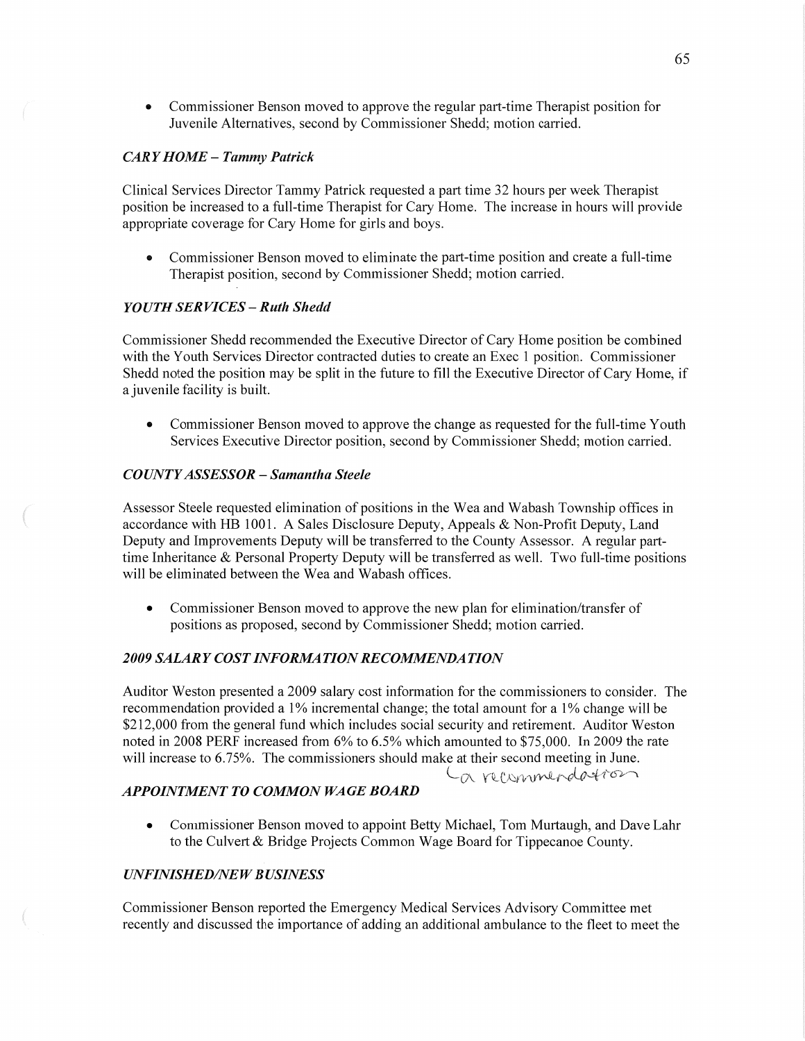- Commissioner Benson moved to approve the regular part-time Therapist position for Juvenile Alternatives, second by Commissioner Shedd; motion carried.

### *CARY HOME – Tammy Patrick*

Clinical Services Director Tammy Patrick requested a part time 32 hours per week Therapist position be increased to a full-time Therapist for Cary Home. The increase in hours will provide appropriate coverage for Cary Home for girls and boys.

- Commissioner Benson moved to eliminate the part-time position and create a full-time Therapist position, second by Commissioner Shedd; motion carried.

### *YOUTH SERVICES – Ruth Shedd*

Commissioner Shedd recommended the Executive Director of Cary Home position be combined with the Youth Services Director contracted duties to create an Exec 1 position. Commissioner Shedd noted the position may be split in the future to fill the Executive Director of Cary Home, if a juvenile facility is built.

- Commissioner Benson moved to approve the change as requested for the full-time Youth Services Executive Director position, second by Commissioner Shedd; motion carried.

### *COUNTY ASSESSOR – Samantha Steele*

Assessor Steele requested elimination of positions in the Wea and Wabash Township offices in accordance with HB 1001. A Sales Disclosure Deputy, Appeals & Non-Profit Deputy, Land Deputy and Improvements Deputy will be transferred to the County Assessor. A regular part-time Inheritance & Personal Property Deputy will be transferred as well. Two full-time positions will be eliminated between the Wea and Wabash offices.

- Commissioner Benson moved to approve the new plan for elimination/transfer of positions as proposed, second by Commissioner Shedd; motion carried.

### *2009 SALARY COST INFORMATION RECOMMENDATION*

Auditor Weston presented a 2009 salary cost information for the commissioners to consider. The recommendation provided a 1% incremental change; the total amount for a 1% change will be $212,000 from the general fund which includes social security and retirement. Auditor Weston noted in 2008 PERF increased from 6% to 6.5% which amounted to $75,000. In 2009 the rate will increase to 6.75%. The commissioners should make at their second meeting in June. (a recommendation)

### *APPOINTMENT TO COMMON WAGE BOARD*

- Commissioner Benson moved to appoint Betty Michael, Tom Murtaugh, and Dave Lahr to the Culvert & Bridge Projects Common Wage Board for Tippecanoe County.

### *UNFINISHED/NEW BUSINESS*

Commissioner Benson reported the Emergency Medical Services Advisory Committee met recently and discussed the importance of adding an additional ambulance to the fleet to meet the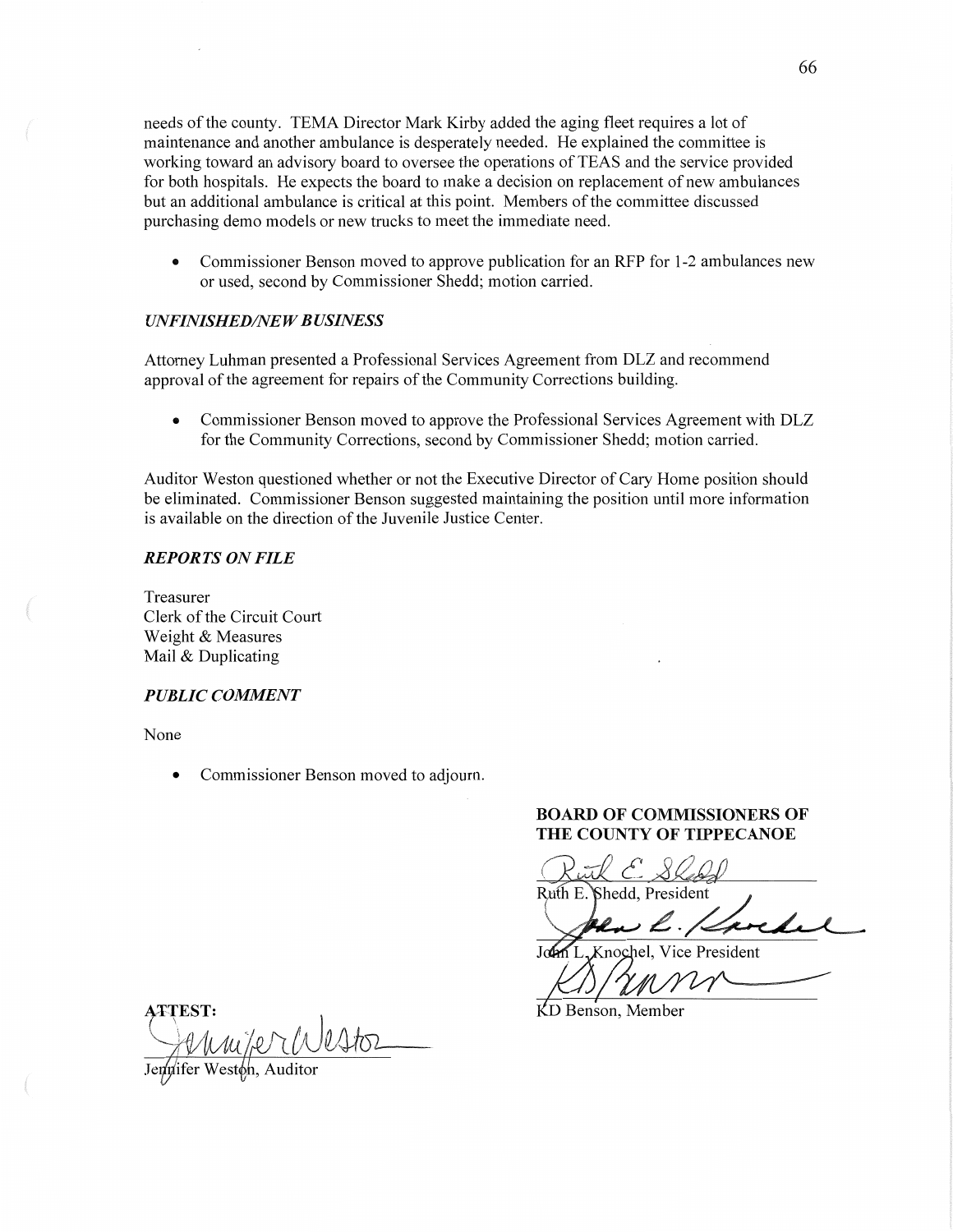needs of the county. TEMA Director Mark Kirby added the aging fleet requires a lot of maintenance and another ambulance is desperately needed. He explained the committee is working toward an advisory board to oversee the operations of TEAS and the service provided for both hospitals. He expects the board to make a decision on replacement of new ambulances but an additional ambulance is critical at this point. Members of the committee discussed purchasing demo models or new trucks to meet the immediate need.

- Commissioner Benson moved to approve publication for an RFP for 1-2 ambulances new or used, second by Commissioner Shedd; motion carried.

### *UNFINISHED/NEW BUSINESS*

Attorney Luhman presented a Professional Services Agreement from DLZ and recommend approval of the agreement for repairs of the Community Corrections building.

- Commissioner Benson moved to approve the Professional Services Agreement with DLZ for the Community Corrections, second by Commissioner Shedd; motion carried.

Auditor Weston questioned whether or not the Executive Director of Cary Home position should be eliminated. Commissioner Benson suggested maintaining the position until more information is available on the direction of the Juvenile Justice Center.

### *REPORTS ON FILE*

Treasurer
Clerk of the Circuit Court
Weight & Measures
Mail & Duplicating

### *PUBLIC COMMENT*

None

- Commissioner Benson moved to adjourn.

**BOARD OF COMMISSIONERS OF THE COUNTY OF TIPPECANOE**

Ruth E. Shedd, President

John L. Knochel, Vice President

KD Benson, Member

**ATTEST:**

Jennifer Weston, Auditor